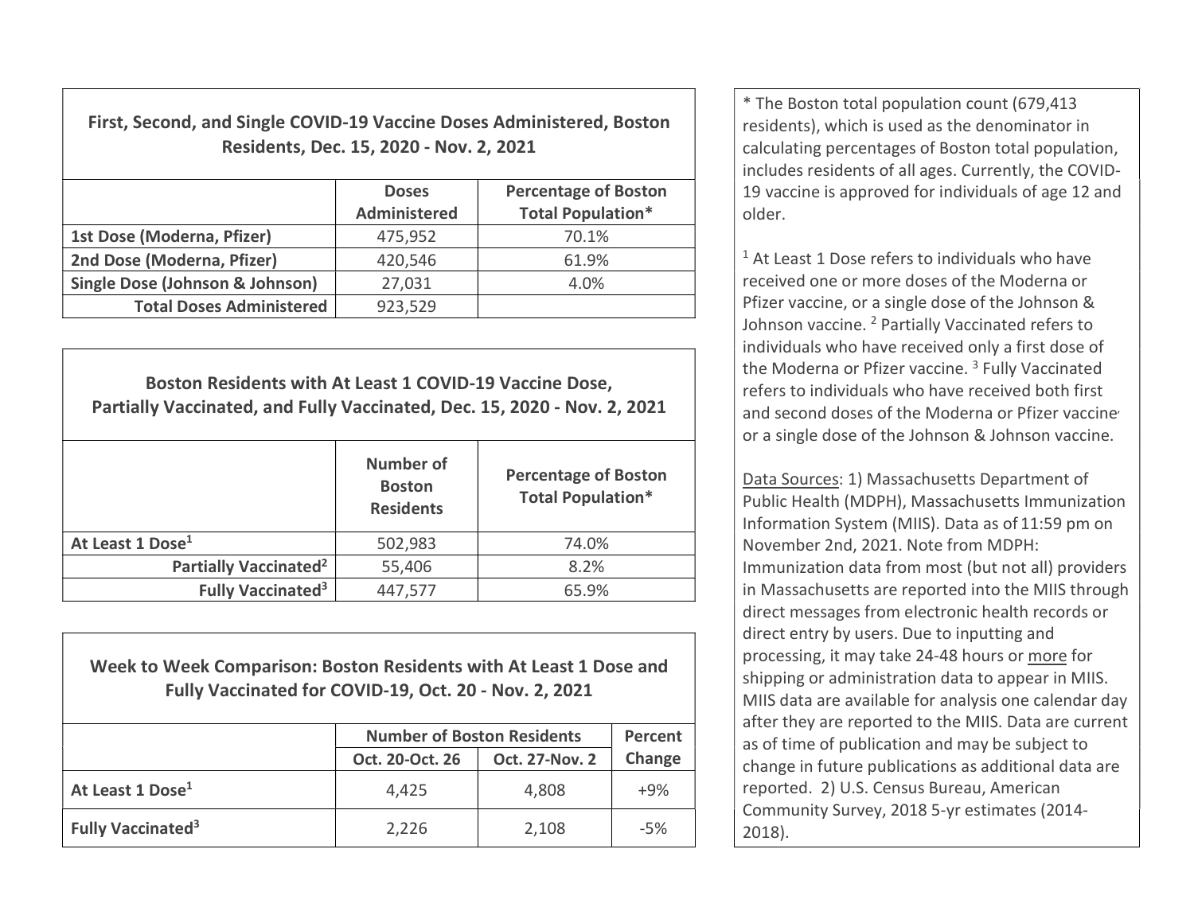## First, Second, and Single COVID-19 Vaccine Doses Administered, Boston Residents, Dec. 15, 2020 - Nov. 2, 2021

| | Doses Administered | Percentage of Boston Total Population* |
|---|---|---|
| **1st Dose (Moderna, Pfizer)** | 475,952 | 70.1% |
| **2nd Dose (Moderna, Pfizer)** | 420,546 | 61.9% |
| **Single Dose (Johnson & Johnson)** | 27,031 | 4.0% |
| **Total Doses Administered** | 923,529 | |

## Boston Residents with At Least 1 COVID-19 Vaccine Dose, Partially Vaccinated, and Fully Vaccinated, Dec. 15, 2020 - Nov. 2, 2021

| | Number of Boston Residents | Percentage of Boston Total Population* |
|---|---|---|
| **At Least 1 Dose[1]** | 502,983 | 74.0% |
| **Partially Vaccinated[2]** | 55,406 | 8.2% |
| **Fully Vaccinated[3]** | 447,577 | 65.9% |

## Week to Week Comparison: Boston Residents with At Least 1 Dose and Fully Vaccinated for COVID-19, Oct. 20 - Nov. 2, 2021

| | Number of Boston Residents | | Percent Change |
|---|---|---|---|
| | Oct. 20-Oct. 26 | Oct. 27-Nov. 2 | |
| **At Least 1 Dose[1]** | 4,425 | 4,808 | +9% |
| **Fully Vaccinated[3]** | 2,226 | 2,108 | -5% |

* The Boston total population count (679,413 residents), which is used as the denominator in calculating percentages of Boston total population, includes residents of all ages. Currently, the COVID-19 vaccine is approved for individuals of age 12 and older.

[1] At Least 1 Dose refers to individuals who have received one or more doses of the Moderna or Pfizer vaccine, or a single dose of the Johnson & Johnson vaccine. [2] Partially Vaccinated refers to individuals who have received only a first dose of the Moderna or Pfizer vaccine. [3] Fully Vaccinated refers to individuals who have received both first and second doses of the Moderna or Pfizer vaccine or a single dose of the Johnson & Johnson vaccine.

Data Sources: 1) Massachusetts Department of Public Health (MDPH), Massachusetts Immunization Information System (MIIS). Data as of 11:59 pm on November 2nd, 2021. Note from MDPH: Immunization data from most (but not all) providers in Massachusetts are reported into the MIIS through direct messages from electronic health records or direct entry by users. Due to inputting and processing, it may take 24-48 hours or more for shipping or administration data to appear in MIIS. MIIS data are available for analysis one calendar day after they are reported to the MIIS. Data are current as of time of publication and may be subject to change in future publications as additional data are reported. 2) U.S. Census Bureau, American Community Survey, 2018 5-yr estimates (2014-2018).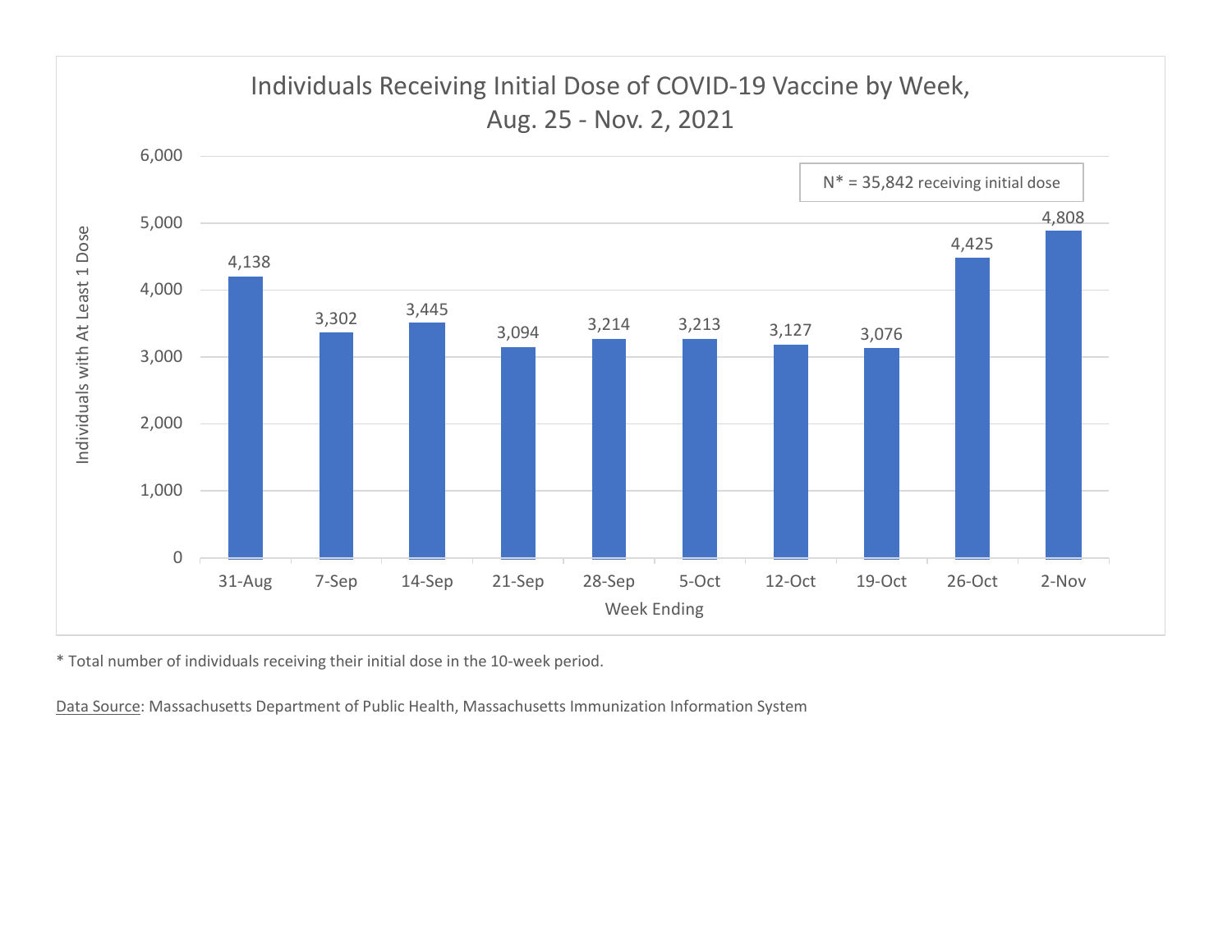## Individuals Receiving Initial Dose of COVID-19 Vaccine by Week, Aug. 25 - Nov. 2, 2021

N* = 35,842 receiving initial dose

| Week Ending | Individuals with At Least 1 Dose |
| --- | --- |
| 31-Aug | 4,138 |
| 7-Sep | 3,302 |
| 14-Sep | 3,445 |
| 21-Sep | 3,094 |
| 28-Sep | 3,214 |
| 5-Oct | 3,213 |
| 12-Oct | 3,127 |
| 19-Oct | 3,076 |
| 26-Oct | 4,425 |
| 2-Nov | 4,808 |

* Total number of individuals receiving their initial dose in the 10-week period.

Data Source: Massachusetts Department of Public Health, Massachusetts Immunization Information System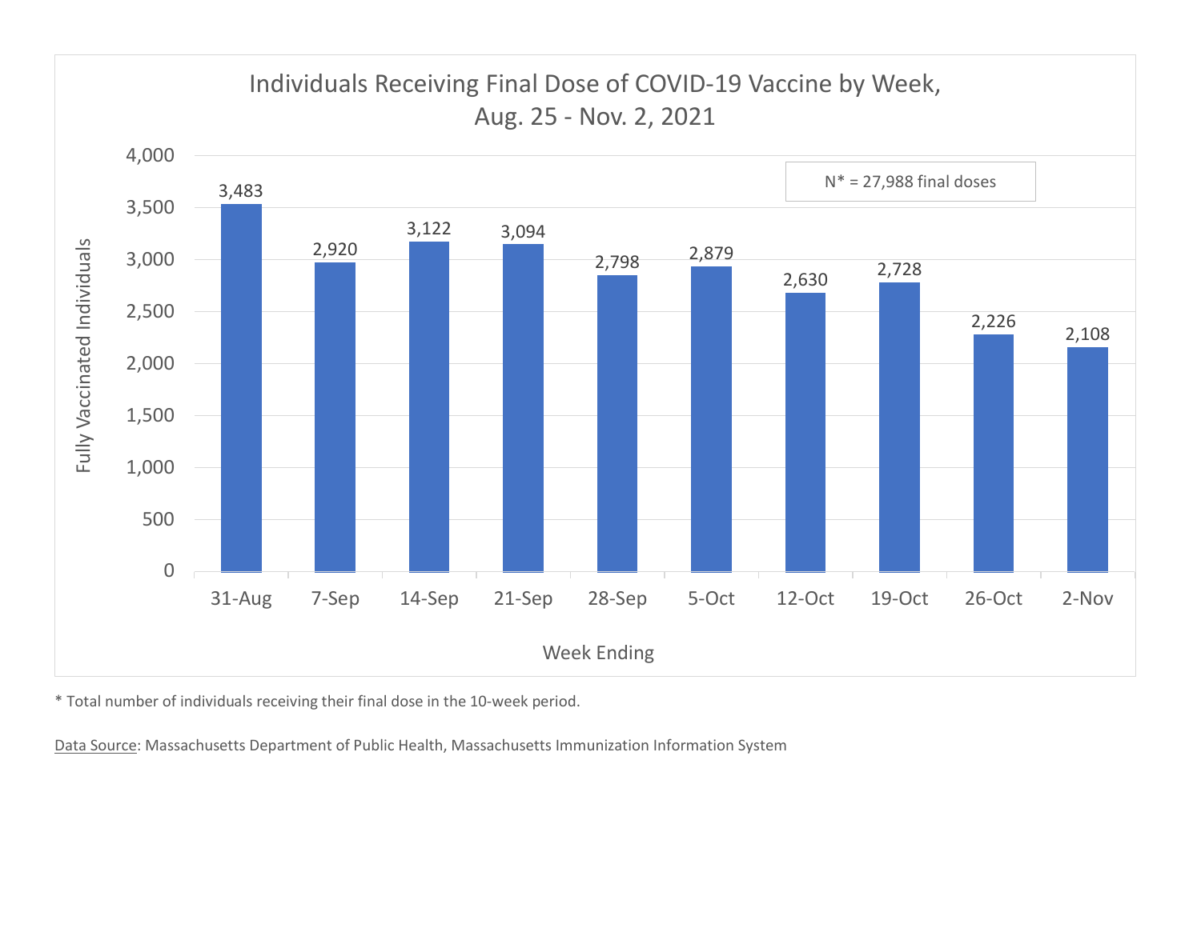## Individuals Receiving Final Dose of COVID-19 Vaccine by Week, Aug. 25 - Nov. 2, 2021

N* = 27,988 final doses

| Week Ending | Fully Vaccinated Individuals |
|---|---|
| 31-Aug | 3,483 |
| 7-Sep | 2,920 |
| 14-Sep | 3,122 |
| 21-Sep | 3,094 |
| 28-Sep | 2,798 |
| 5-Oct | 2,879 |
| 12-Oct | 2,630 |
| 19-Oct | 2,728 |
| 26-Oct | 2,226 |
| 2-Nov | 2,108 |

* Total number of individuals receiving their final dose in the 10-week period.

Data Source: Massachusetts Department of Public Health, Massachusetts Immunization Information System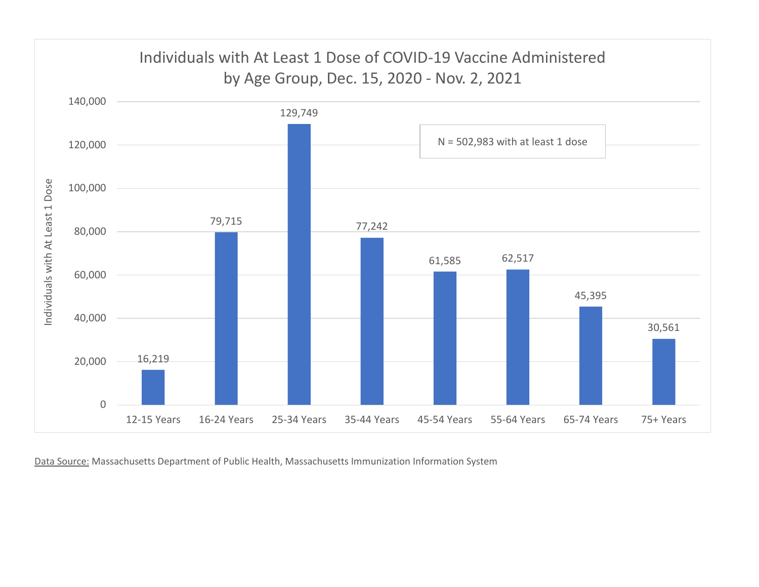## Individuals with At Least 1 Dose of COVID-19 Vaccine Administered by Age Group, Dec. 15, 2020 - Nov. 2, 2021

N = 502,983 with at least 1 dose

| Age Group | Individuals with At Least 1 Dose |
|---|---|
| 12-15 Years | 16,219 |
| 16-24 Years | 79,715 |
| 25-34 Years | 129,749 |
| 35-44 Years | 77,242 |
| 45-54 Years | 61,585 |
| 55-64 Years | 62,517 |
| 65-74 Years | 45,395 |
| 75+ Years | 30,561 |

Data Source: Massachusetts Department of Public Health, Massachusetts Immunization Information System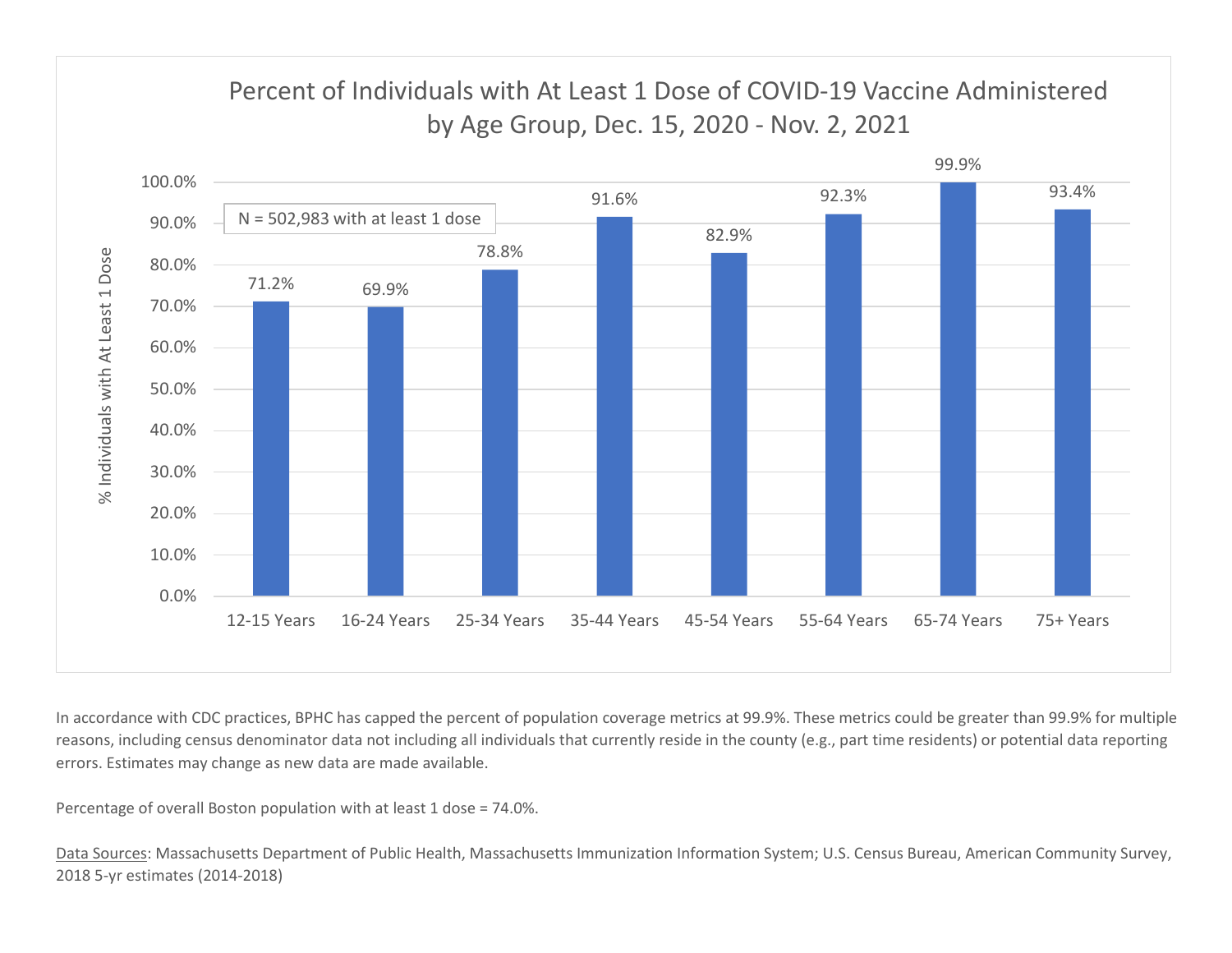## Percent of Individuals with At Least 1 Dose of COVID-19 Vaccine Administered by Age Group, Dec. 15, 2020 - Nov. 2, 2021

N = 502,983 with at least 1 dose

| Age Group | % Individuals with At Least 1 Dose |
| --- | --- |
| 12-15 Years | 71.2% |
| 16-24 Years | 69.9% |
| 25-34 Years | 78.8% |
| 35-44 Years | 91.6% |
| 45-54 Years | 82.9% |
| 55-64 Years | 92.3% |
| 65-74 Years | 99.9% |
| 75+ Years | 93.4% |

In accordance with CDC practices, BPHC has capped the percent of population coverage metrics at 99.9%. These metrics could be greater than 99.9% for multiple reasons, including census denominator data not including all individuals that currently reside in the county (e.g., part time residents) or potential data reporting errors. Estimates may change as new data are made available.

Percentage of overall Boston population with at least 1 dose = 74.0%.

Data Sources: Massachusetts Department of Public Health, Massachusetts Immunization Information System; U.S. Census Bureau, American Community Survey, 2018 5-yr estimates (2014-2018)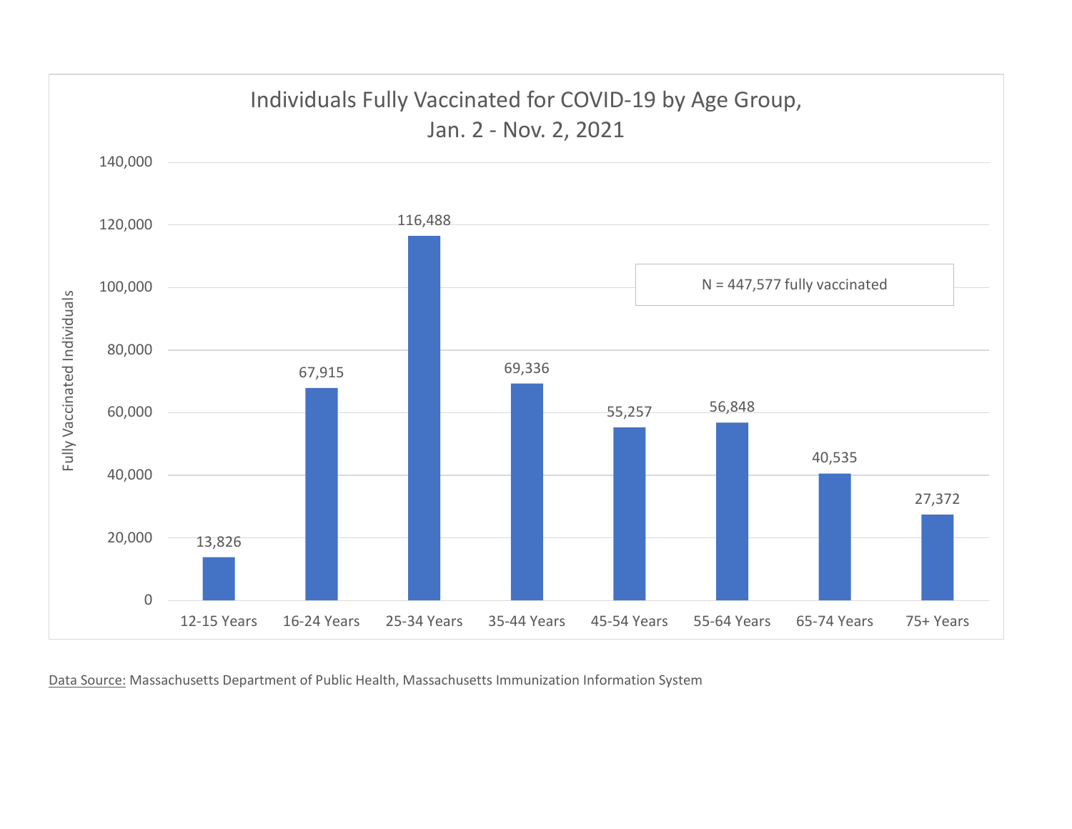## Individuals Fully Vaccinated for COVID-19 by Age Group, Jan. 2 - Nov. 2, 2021

N = 447,577 fully vaccinated

| Age Group | Fully Vaccinated Individuals |
|---|---|
| 12-15 Years | 13,826 |
| 16-24 Years | 67,915 |
| 25-34 Years | 116,488 |
| 35-44 Years | 69,336 |
| 45-54 Years | 55,257 |
| 55-64 Years | 56,848 |
| 65-74 Years | 40,535 |
| 75+ Years | 27,372 |

Data Source: Massachusetts Department of Public Health, Massachusetts Immunization Information System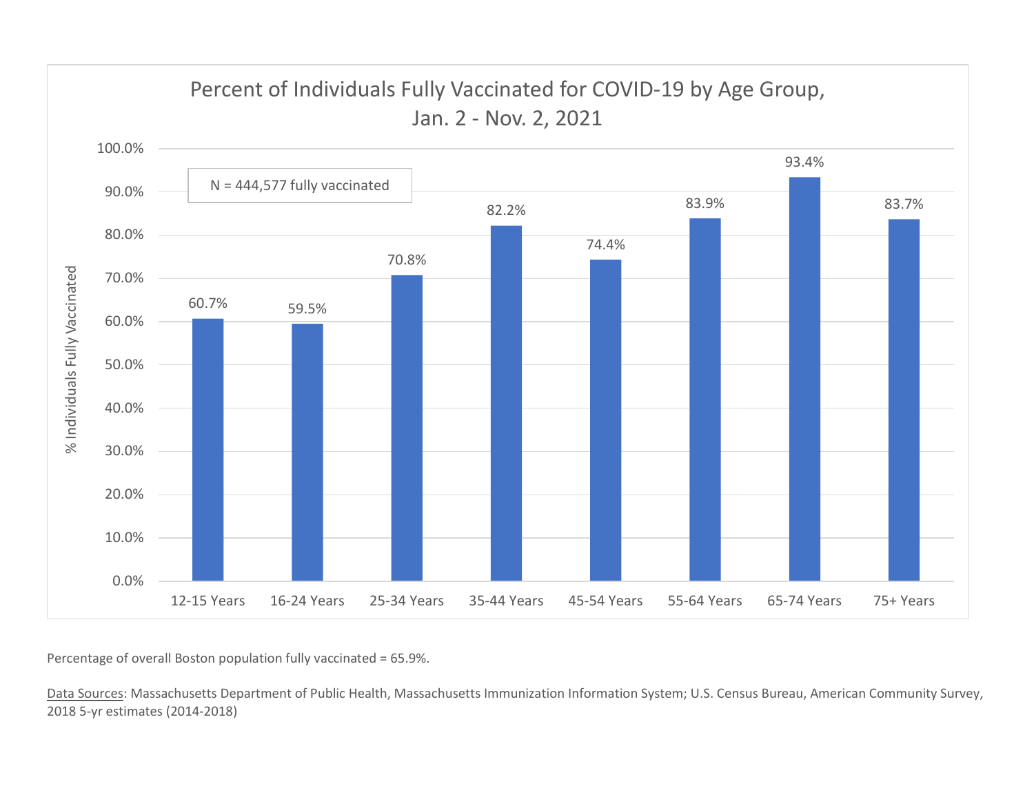## Percent of Individuals Fully Vaccinated for COVID-19 by Age Group, Jan. 2 - Nov. 2, 2021

N = 444,577 fully vaccinated

| Age Group | % Individuals Fully Vaccinated |
|---|---|
| 12-15 Years | 60.7% |
| 16-24 Years | 59.5% |
| 25-34 Years | 70.8% |
| 35-44 Years | 82.2% |
| 45-54 Years | 74.4% |
| 55-64 Years | 83.9% |
| 65-74 Years | 93.4% |
| 75+ Years | 83.7% |

Percentage of overall Boston population fully vaccinated = 65.9%.

Data Sources: Massachusetts Department of Public Health, Massachusetts Immunization Information System; U.S. Census Bureau, American Community Survey, 2018 5-yr estimates (2014-2018)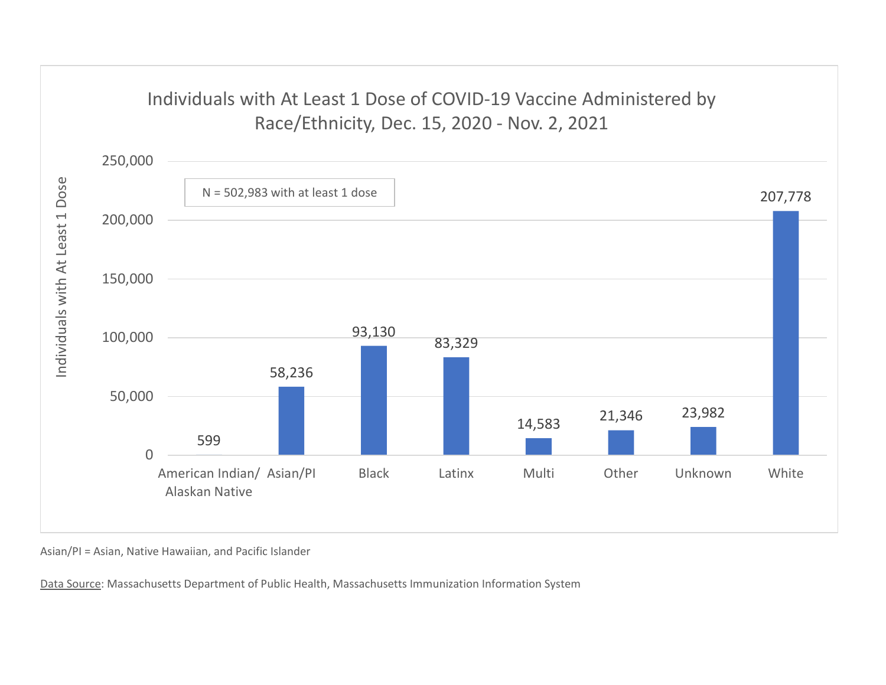## Individuals with At Least 1 Dose of COVID-19 Vaccine Administered by Race/Ethnicity, Dec. 15, 2020 - Nov. 2, 2021

N = 502,983 with at least 1 dose

| Race/Ethnicity | Individuals with At Least 1 Dose |
|---|---|
| American Indian/ Alaskan Native | 599 |
| Asian/PI | 58,236 |
| Black | 93,130 |
| Latinx | 83,329 |
| Multi | 14,583 |
| Other | 21,346 |
| Unknown | 23,982 |
| White | 207,778 |

Asian/PI = Asian, Native Hawaiian, and Pacific Islander

Data Source: Massachusetts Department of Public Health, Massachusetts Immunization Information System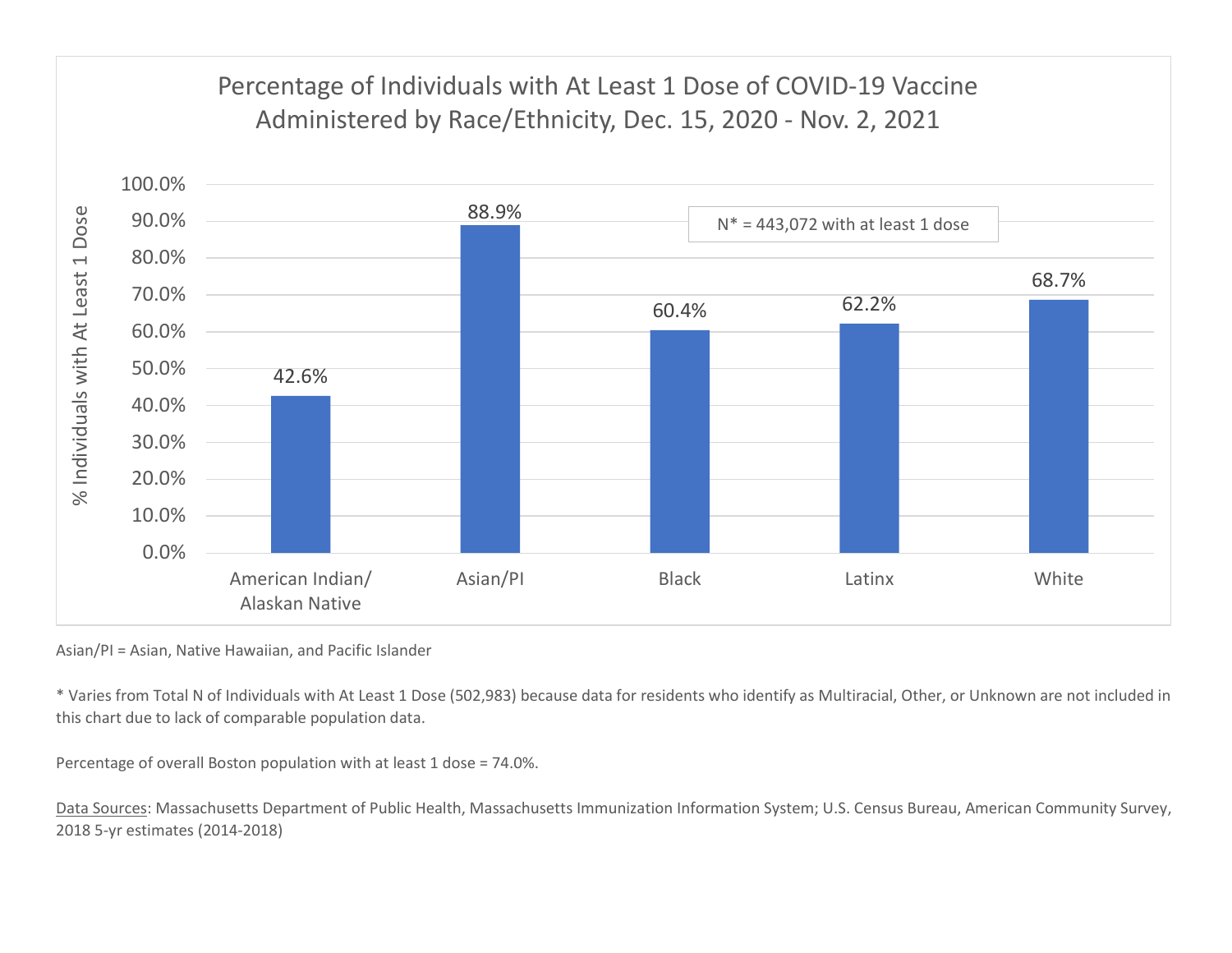## Percentage of Individuals with At Least 1 Dose of COVID-19 Vaccine Administered by Race/Ethnicity, Dec. 15, 2020 - Nov. 2, 2021

N* = 443,072 with at least 1 dose

| Race/Ethnicity | % Individuals with At Least 1 Dose |
|---|---|
| American Indian/ Alaskan Native | 42.6% |
| Asian/PI | 88.9% |
| Black | 60.4% |
| Latinx | 62.2% |
| White | 68.7% |

Asian/PI = Asian, Native Hawaiian, and Pacific Islander

* Varies from Total N of Individuals with At Least 1 Dose (502,983) because data for residents who identify as Multiracial, Other, or Unknown are not included in this chart due to lack of comparable population data.

Percentage of overall Boston population with at least 1 dose = 74.0%.

Data Sources: Massachusetts Department of Public Health, Massachusetts Immunization Information System; U.S. Census Bureau, American Community Survey, 2018 5-yr estimates (2014-2018)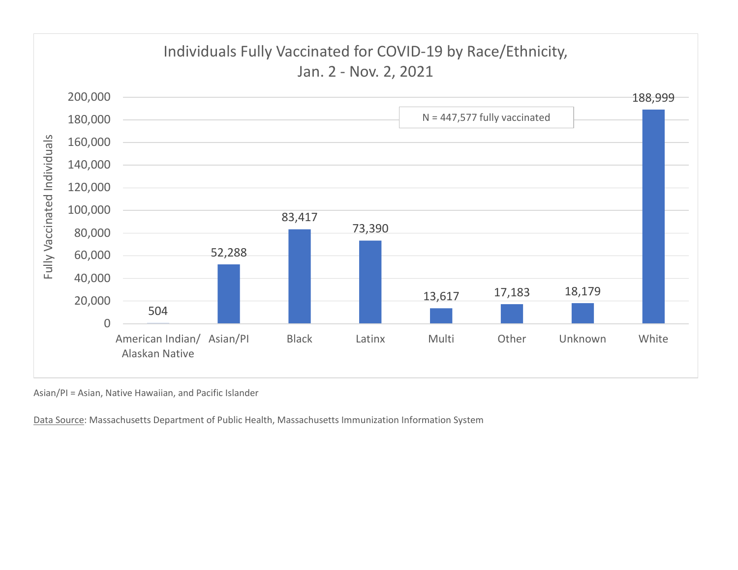## Individuals Fully Vaccinated for COVID-19 by Race/Ethnicity, Jan. 2 - Nov. 2, 2021

N = 447,577 fully vaccinated

| Race/Ethnicity | Fully Vaccinated Individuals |
|---|---|
| American Indian/ Alaskan Native | 504 |
| Asian/PI | 52,288 |
| Black | 83,417 |
| Latinx | 73,390 |
| Multi | 13,617 |
| Other | 17,183 |
| Unknown | 18,179 |
| White | 188,999 |

Asian/PI = Asian, Native Hawaiian, and Pacific Islander

Data Source: Massachusetts Department of Public Health, Massachusetts Immunization Information System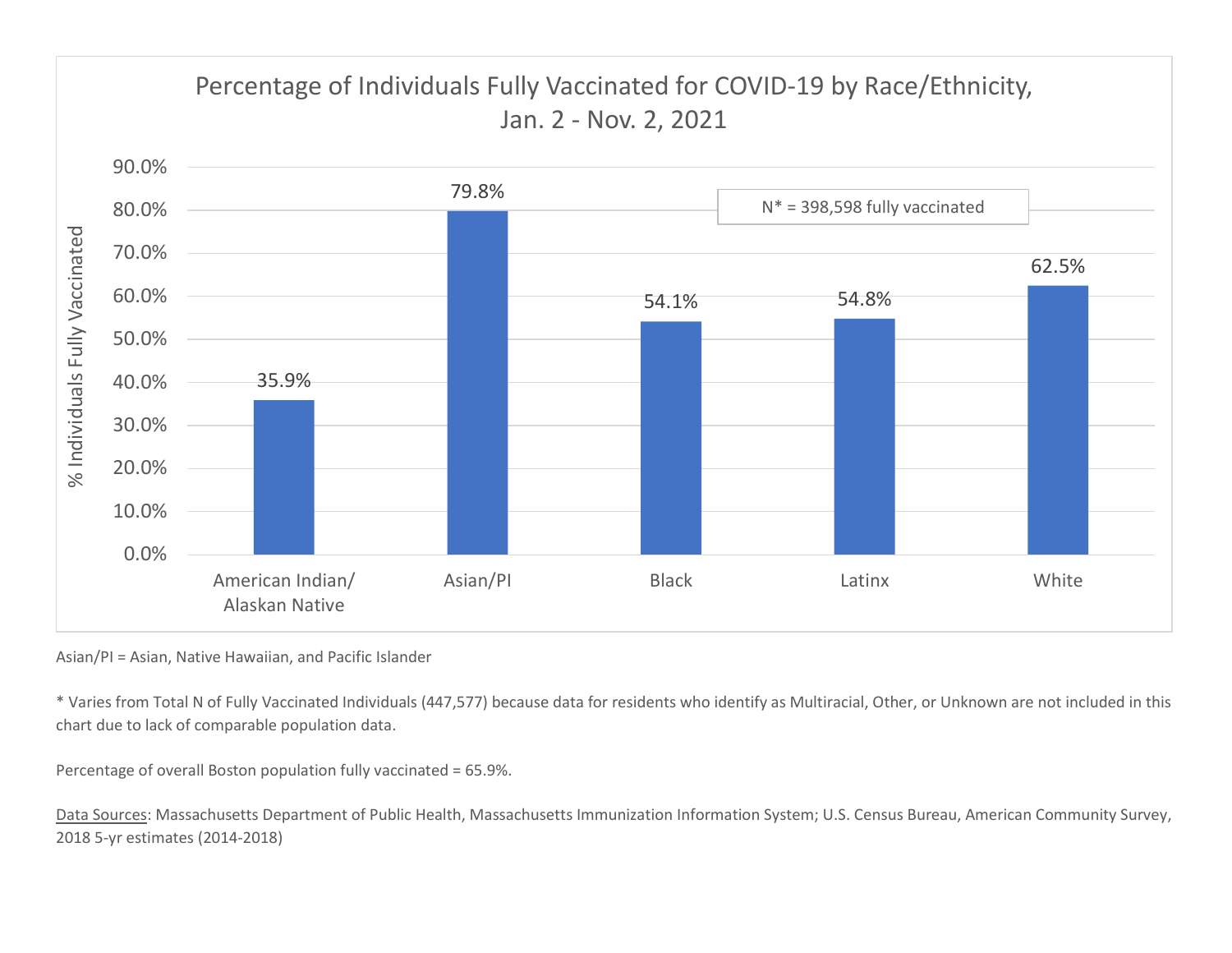## Percentage of Individuals Fully Vaccinated for COVID-19 by Race/Ethnicity, Jan. 2 - Nov. 2, 2021

N* = 398,598 fully vaccinated

| Race/Ethnicity | % Individuals Fully Vaccinated |
| --- | --- |
| American Indian/ Alaskan Native | 35.9% |
| Asian/PI | 79.8% |
| Black | 54.1% |
| Latinx | 54.8% |
| White | 62.5% |

Asian/PI = Asian, Native Hawaiian, and Pacific Islander

* Varies from Total N of Fully Vaccinated Individuals (447,577) because data for residents who identify as Multiracial, Other, or Unknown are not included in this chart due to lack of comparable population data.

Percentage of overall Boston population fully vaccinated = 65.9%.

Data Sources: Massachusetts Department of Public Health, Massachusetts Immunization Information System; U.S. Census Bureau, American Community Survey, 2018 5-yr estimates (2014-2018)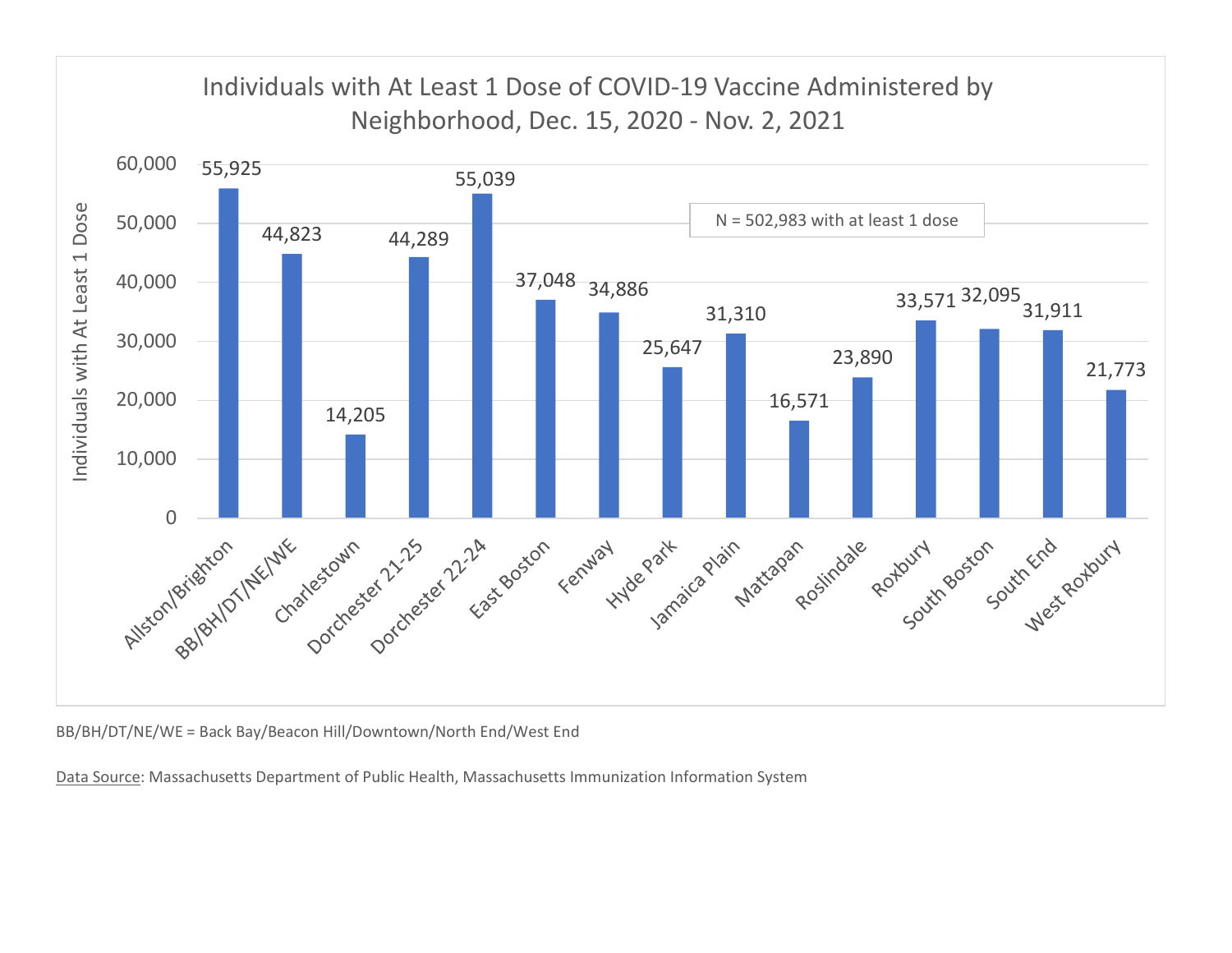## Individuals with At Least 1 Dose of COVID-19 Vaccine Administered by Neighborhood, Dec. 15, 2020 - Nov. 2, 2021

N = 502,983 with at least 1 dose

| Neighborhood | Individuals with At Least 1 Dose |
|---|---|
| Allston/Brighton | 55,925 |
| BB/BH/DT/NE/WE | 44,823 |
| Charlestown | 14,205 |
| Dorchester 21-25 | 44,289 |
| Dorchester 22-24 | 55,039 |
| East Boston | 37,048 |
| Fenway | 34,886 |
| Hyde Park | 25,647 |
| Jamaica Plain | 31,310 |
| Mattapan | 16,571 |
| Roslindale | 23,890 |
| Roxbury | 33,571 |
| South Boston | 32,095 |
| South End | 31,911 |
| West Roxbury | 21,773 |

BB/BH/DT/NE/WE = Back Bay/Beacon Hill/Downtown/North End/West End

Data Source: Massachusetts Department of Public Health, Massachusetts Immunization Information System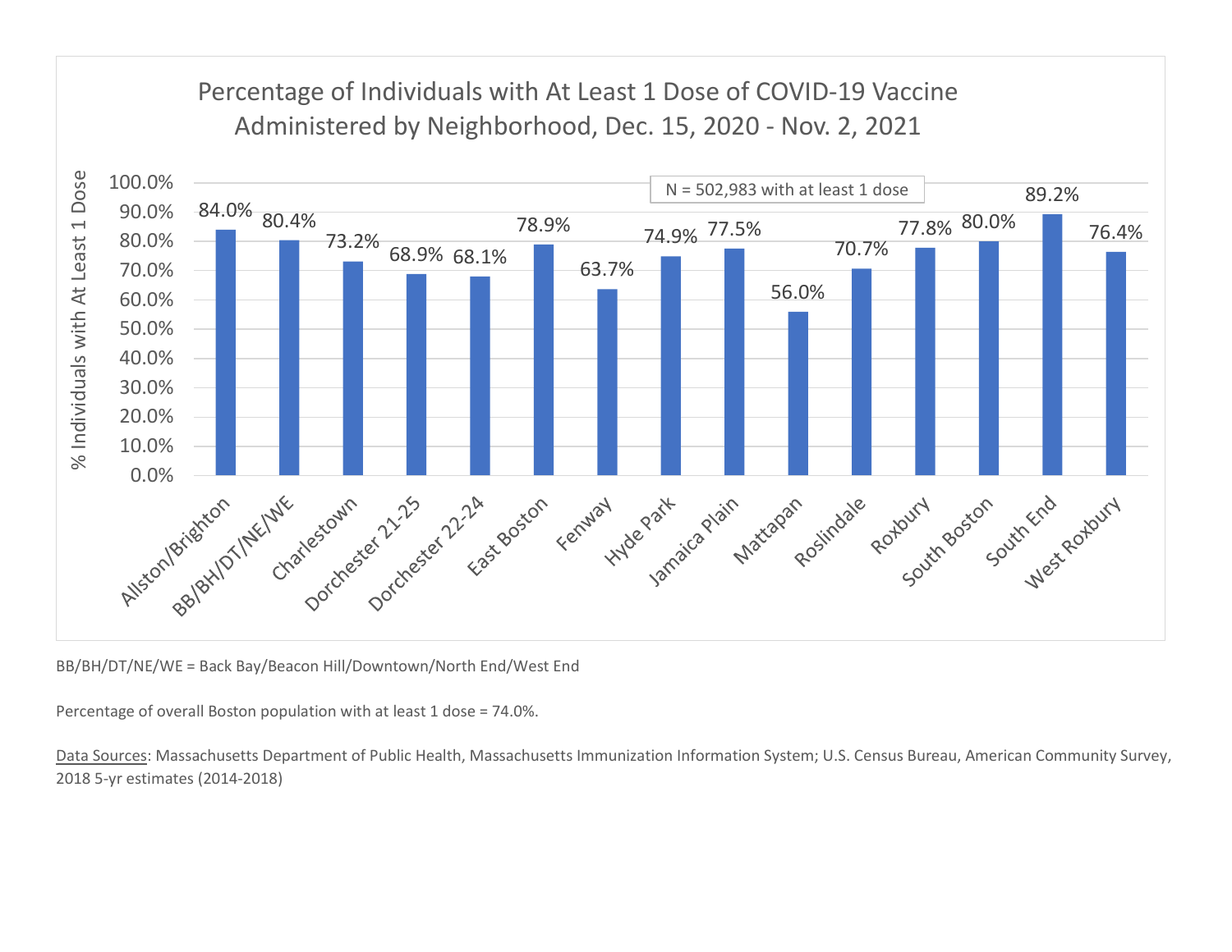## Percentage of Individuals with At Least 1 Dose of COVID-19 Vaccine Administered by Neighborhood, Dec. 15, 2020 - Nov. 2, 2021

N = 502,983 with at least 1 dose

| Neighborhood | % Individuals with At Least 1 Dose |
|---|---|
| Allston/Brighton | 84.0% |
| BB/BH/DT/NE/WE | 80.4% |
| Charlestown | 73.2% |
| Dorchester 21-25 | 68.9% |
| Dorchester 22-24 | 68.1% |
| East Boston | 78.9% |
| Fenway | 63.7% |
| Hyde Park | 74.9% |
| Jamaica Plain | 77.5% |
| Mattapan | 56.0% |
| Roslindale | 70.7% |
| Roxbury | 77.8% |
| South Boston | 80.0% |
| South End | 89.2% |
| West Roxbury | 76.4% |

BB/BH/DT/NE/WE = Back Bay/Beacon Hill/Downtown/North End/West End

Percentage of overall Boston population with at least 1 dose = 74.0%.

Data Sources: Massachusetts Department of Public Health, Massachusetts Immunization Information System; U.S. Census Bureau, American Community Survey, 2018 5-yr estimates (2014-2018)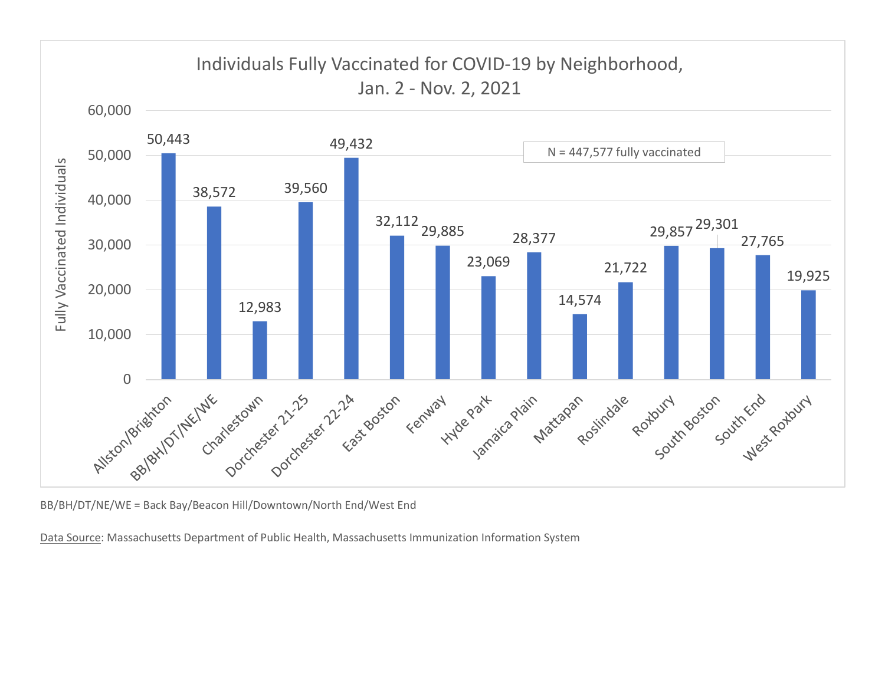## Individuals Fully Vaccinated for COVID-19 by Neighborhood, Jan. 2 - Nov. 2, 2021

N = 447,577 fully vaccinated

| Neighborhood | Fully Vaccinated Individuals |
| --- | --- |
| Allston/Brighton | 50,443 |
| BB/BH/DT/NE/WE | 38,572 |
| Charlestown | 12,983 |
| Dorchester 21-25 | 39,560 |
| Dorchester 22-24 | 49,432 |
| East Boston | 32,112 |
| Fenway | 29,885 |
| Hyde Park | 23,069 |
| Jamaica Plain | 28,377 |
| Mattapan | 14,574 |
| Roslindale | 21,722 |
| Roxbury | 29,857 |
| South Boston | 29,301 |
| South End | 27,765 |
| West Roxbury | 19,925 |

BB/BH/DT/NE/WE = Back Bay/Beacon Hill/Downtown/North End/West End

Data Source: Massachusetts Department of Public Health, Massachusetts Immunization Information System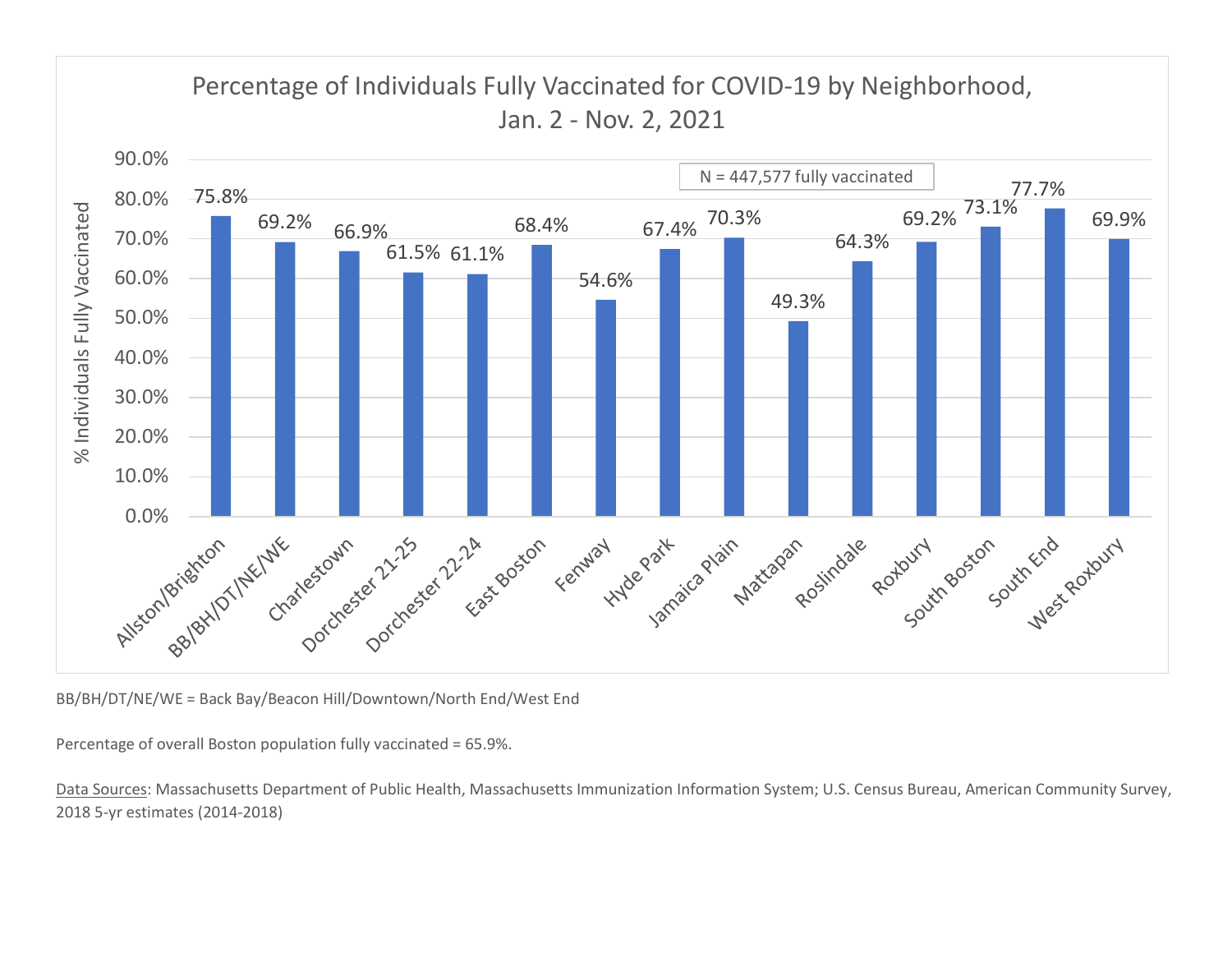## Percentage of Individuals Fully Vaccinated for COVID-19 by Neighborhood, Jan. 2 - Nov. 2, 2021

N = 447,577 fully vaccinated

| Neighborhood | % Individuals Fully Vaccinated |
|---|---|
| Allston/Brighton | 75.8% |
| BB/BH/DT/NE/WE | 69.2% |
| Charlestown | 66.9% |
| Dorchester 21-25 | 61.5% |
| Dorchester 22-24 | 61.1% |
| East Boston | 68.4% |
| Fenway | 54.6% |
| Hyde Park | 67.4% |
| Jamaica Plain | 70.3% |
| Mattapan | 49.3% |
| Roslindale | 64.3% |
| Roxbury | 69.2% |
| South Boston | 73.1% |
| South End | 77.7% |
| West Roxbury | 69.9% |

BB/BH/DT/NE/WE = Back Bay/Beacon Hill/Downtown/North End/West End

Percentage of overall Boston population fully vaccinated = 65.9%.

Data Sources: Massachusetts Department of Public Health, Massachusetts Immunization Information System; U.S. Census Bureau, American Community Survey, 2018 5-yr estimates (2014-2018)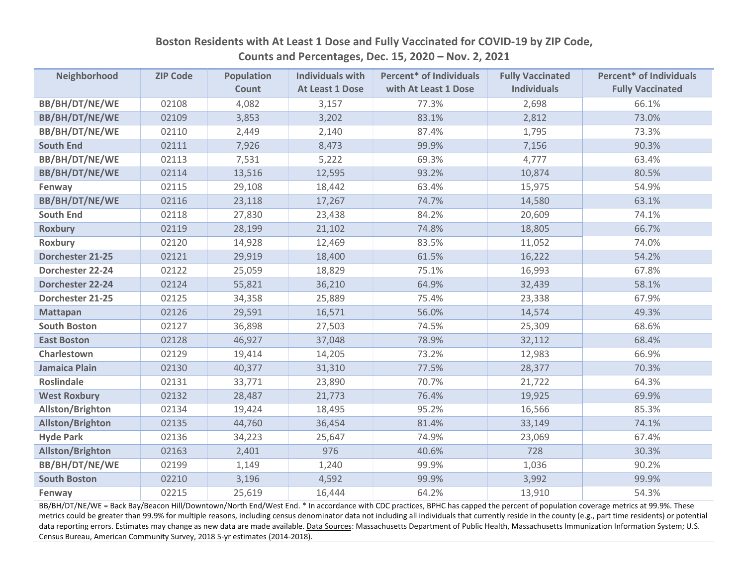# Boston Residents with At Least 1 Dose and Fully Vaccinated for COVID-19 by ZIP Code, Counts and Percentages, Dec. 15, 2020 – Nov. 2, 2021

| Neighborhood | ZIP Code | Population Count | Individuals with At Least 1 Dose | Percent* of Individuals with At Least 1 Dose | Fully Vaccinated Individuals | Percent* of Individuals Fully Vaccinated |
|---|---|---|---|---|---|---|
| **BB/BH/DT/NE/WE** | 02108 | 4,082 | 3,157 | 77.3% | 2,698 | 66.1% |
| **BB/BH/DT/NE/WE** | 02109 | 3,853 | 3,202 | 83.1% | 2,812 | 73.0% |
| **BB/BH/DT/NE/WE** | 02110 | 2,449 | 2,140 | 87.4% | 1,795 | 73.3% |
| **South End** | 02111 | 7,926 | 8,473 | 99.9% | 7,156 | 90.3% |
| **BB/BH/DT/NE/WE** | 02113 | 7,531 | 5,222 | 69.3% | 4,777 | 63.4% |
| **BB/BH/DT/NE/WE** | 02114 | 13,516 | 12,595 | 93.2% | 10,874 | 80.5% |
| **Fenway** | 02115 | 29,108 | 18,442 | 63.4% | 15,975 | 54.9% |
| **BB/BH/DT/NE/WE** | 02116 | 23,118 | 17,267 | 74.7% | 14,580 | 63.1% |
| **South End** | 02118 | 27,830 | 23,438 | 84.2% | 20,609 | 74.1% |
| **Roxbury** | 02119 | 28,199 | 21,102 | 74.8% | 18,805 | 66.7% |
| **Roxbury** | 02120 | 14,928 | 12,469 | 83.5% | 11,052 | 74.0% |
| **Dorchester 21-25** | 02121 | 29,919 | 18,400 | 61.5% | 16,222 | 54.2% |
| **Dorchester 22-24** | 02122 | 25,059 | 18,829 | 75.1% | 16,993 | 67.8% |
| **Dorchester 22-24** | 02124 | 55,821 | 36,210 | 64.9% | 32,439 | 58.1% |
| **Dorchester 21-25** | 02125 | 34,358 | 25,889 | 75.4% | 23,338 | 67.9% |
| **Mattapan** | 02126 | 29,591 | 16,571 | 56.0% | 14,574 | 49.3% |
| **South Boston** | 02127 | 36,898 | 27,503 | 74.5% | 25,309 | 68.6% |
| **East Boston** | 02128 | 46,927 | 37,048 | 78.9% | 32,112 | 68.4% |
| **Charlestown** | 02129 | 19,414 | 14,205 | 73.2% | 12,983 | 66.9% |
| **Jamaica Plain** | 02130 | 40,377 | 31,310 | 77.5% | 28,377 | 70.3% |
| **Roslindale** | 02131 | 33,771 | 23,890 | 70.7% | 21,722 | 64.3% |
| **West Roxbury** | 02132 | 28,487 | 21,773 | 76.4% | 19,925 | 69.9% |
| **Allston/Brighton** | 02134 | 19,424 | 18,495 | 95.2% | 16,566 | 85.3% |
| **Allston/Brighton** | 02135 | 44,760 | 36,454 | 81.4% | 33,149 | 74.1% |
| **Hyde Park** | 02136 | 34,223 | 25,647 | 74.9% | 23,069 | 67.4% |
| **Allston/Brighton** | 02163 | 2,401 | 976 | 40.6% | 728 | 30.3% |
| **BB/BH/DT/NE/WE** | 02199 | 1,149 | 1,240 | 99.9% | 1,036 | 90.2% |
| **South Boston** | 02210 | 3,196 | 4,592 | 99.9% | 3,992 | 99.9% |
| **Fenway** | 02215 | 25,619 | 16,444 | 64.2% | 13,910 | 54.3% |

BB/BH/DT/NE/WE = Back Bay/Beacon Hill/Downtown/North End/West End. * In accordance with CDC practices, BPHC has capped the percent of population coverage metrics at 99.9%. These metrics could be greater than 99.9% for multiple reasons, including census denominator data not including all individuals that currently reside in the county (e.g., part time residents) or potential data reporting errors. Estimates may change as new data are made available. Data Sources: Massachusetts Department of Public Health, Massachusetts Immunization Information System; U.S. Census Bureau, American Community Survey, 2018 5-yr estimates (2014-2018).